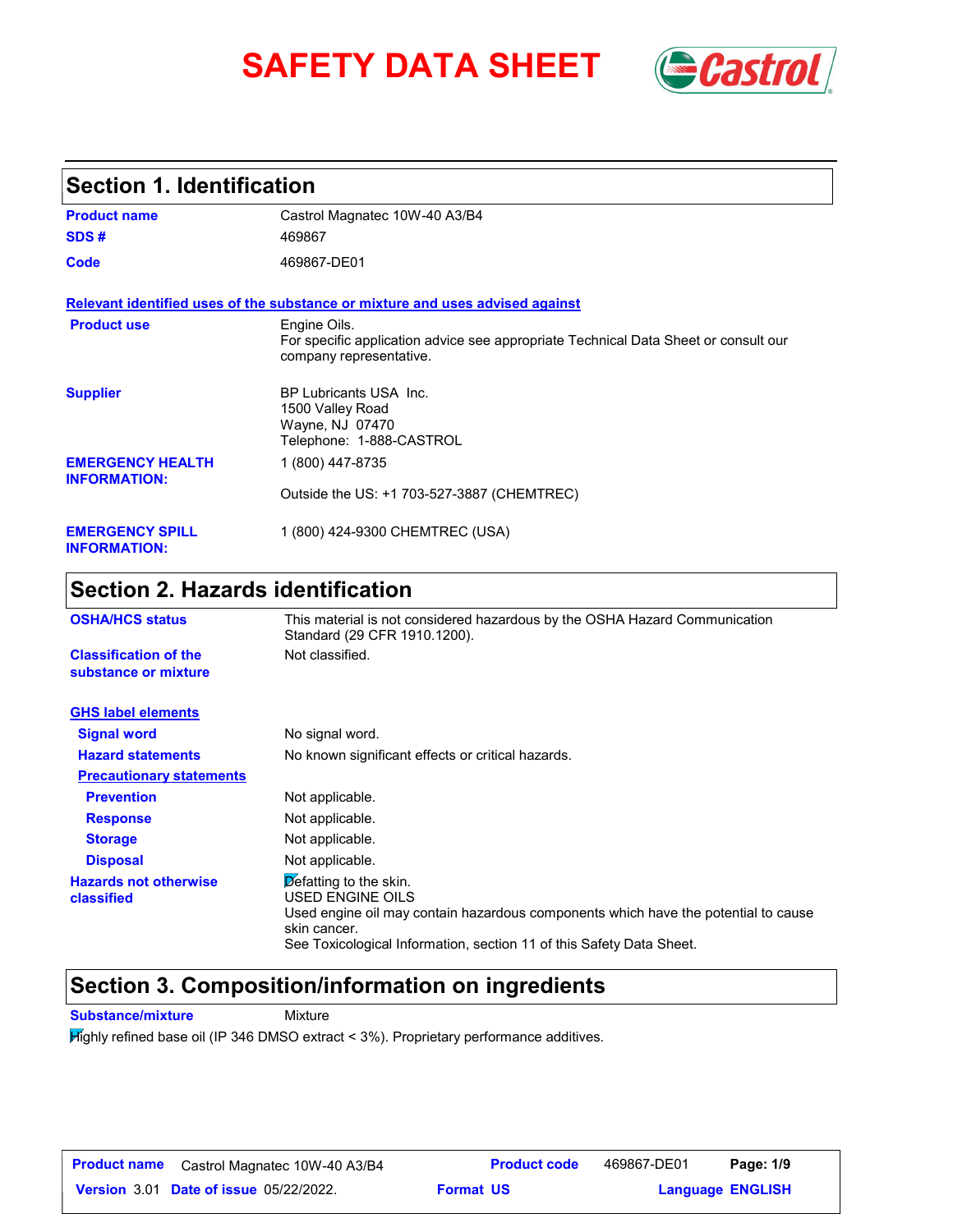# SAFETY DATA SHEET

## Section 1. Identification

| | |
|---|---|
| **Product name** | Castrol Magnatec 10W-40 A3/B4 |
| **SDS #** | 469867 |
| **Code** | 469867-DE01 |

**Relevant identified uses of the substance or mixture and uses advised against**

| | |
|---|---|
| **Product use** | Engine Oils. For specific application advice see appropriate Technical Data Sheet or consult our company representative. |
| **Supplier** | BP Lubricants USA Inc. 1500 Valley Road Wayne, NJ 07470 Telephone: 1-888-CASTROL |
| **EMERGENCY HEALTH INFORMATION:** | 1 (800) 447-8735 Outside the US: +1 703-527-3887 (CHEMTREC) |
| **EMERGENCY SPILL INFORMATION:** | 1 (800) 424-9300 CHEMTREC (USA) |

## Section 2. Hazards identification

| | |
|---|---|
| **OSHA/HCS status** | This material is not considered hazardous by the OSHA Hazard Communication Standard (29 CFR 1910.1200). |
| **Classification of the substance or mixture** | Not classified. |

**GHS label elements**

| | |
|---|---|
| **Signal word** | No signal word. |
| **Hazard statements** | No known significant effects or critical hazards. |

**Precautionary statements**

| | |
|---|---|
| **Prevention** | Not applicable. |
| **Response** | Not applicable. |
| **Storage** | Not applicable. |
| **Disposal** | Not applicable. |
| **Hazards not otherwise classified** | Defatting to the skin. USED ENGINE OILS Used engine oil may contain hazardous components which have the potential to cause skin cancer. See Toxicological Information, section 11 of this Safety Data Sheet. |

## Section 3. Composition/information on ingredients

**Substance/mixture** Mixture

Highly refined base oil (IP 346 DMSO extract < 3%). Proprietary performance additives.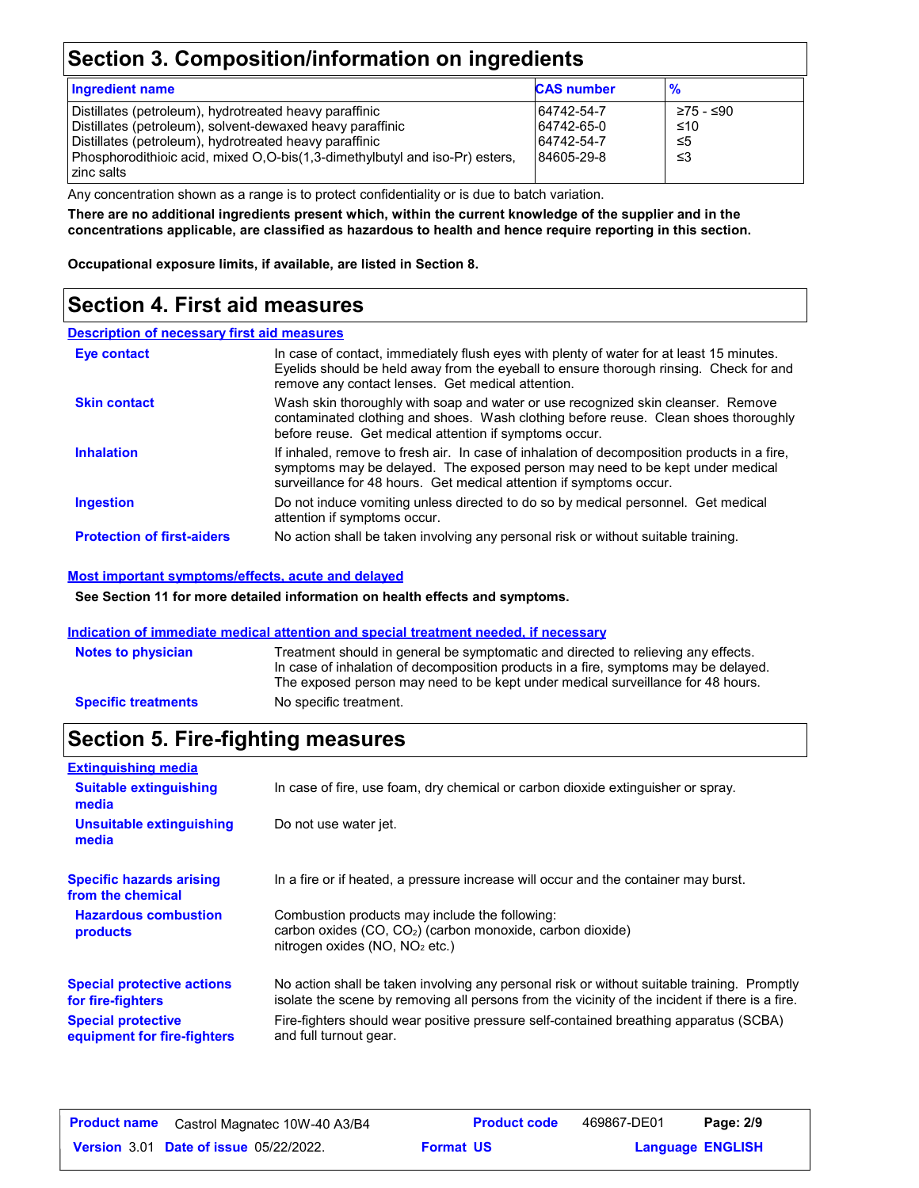## Section 3. Composition/information on ingredients

| Ingredient name | CAS number | % |
|---|---|---|
| Distillates (petroleum), hydrotreated heavy paraffinic | 64742-54-7 | ≥75 - ≤90 |
| Distillates (petroleum), solvent-dewaxed heavy paraffinic | 64742-65-0 | ≤10 |
| Distillates (petroleum), hydrotreated heavy paraffinic | 64742-54-7 | ≤5 |
| Phosphorodithioic acid, mixed O,O-bis(1,3-dimethylbutyl and iso-Pr) esters, zinc salts | 84605-29-8 | ≤3 |

Any concentration shown as a range is to protect confidentiality or is due to batch variation.

**There are no additional ingredients present which, within the current knowledge of the supplier and in the concentrations applicable, are classified as hazardous to health and hence require reporting in this section.**

**Occupational exposure limits, if available, are listed in Section 8.**

## Section 4. First aid measures

### Description of necessary first aid measures

**Eye contact**: In case of contact, immediately flush eyes with plenty of water for at least 15 minutes. Eyelids should be held away from the eyeball to ensure thorough rinsing. Check for and remove any contact lenses. Get medical attention.

**Skin contact**: Wash skin thoroughly with soap and water or use recognized skin cleanser. Remove contaminated clothing and shoes. Wash clothing before reuse. Clean shoes thoroughly before reuse. Get medical attention if symptoms occur.

**Inhalation**: If inhaled, remove to fresh air. In case of inhalation of decomposition products in a fire, symptoms may be delayed. The exposed person may need to be kept under medical surveillance for 48 hours. Get medical attention if symptoms occur.

**Ingestion**: Do not induce vomiting unless directed to do so by medical personnel. Get medical attention if symptoms occur.

**Protection of first-aiders**: No action shall be taken involving any personal risk or without suitable training.

### Most important symptoms/effects, acute and delayed

**See Section 11 for more detailed information on health effects and symptoms.**

### Indication of immediate medical attention and special treatment needed, if necessary

**Notes to physician**: Treatment should in general be symptomatic and directed to relieving any effects. In case of inhalation of decomposition products in a fire, symptoms may be delayed. The exposed person may need to be kept under medical surveillance for 48 hours.

**Specific treatments**: No specific treatment.

## Section 5. Fire-fighting measures

### Extinguishing media

**Suitable extinguishing media**: In case of fire, use foam, dry chemical or carbon dioxide extinguisher or spray.

**Unsuitable extinguishing media**: Do not use water jet.

**Specific hazards arising from the chemical**: In a fire or if heated, a pressure increase will occur and the container may burst.

**Hazardous combustion products**: Combustion products may include the following:
carbon oxides (CO, $CO_2$) (carbon monoxide, carbon dioxide)
nitrogen oxides (NO, $NO_2$ etc.)

**Special protective actions for fire-fighters**: No action shall be taken involving any personal risk or without suitable training. Promptly isolate the scene by removing all persons from the vicinity of the incident if there is a fire.

**Special protective equipment for fire-fighters**: Fire-fighters should wear positive pressure self-contained breathing apparatus (SCBA) and full turnout gear.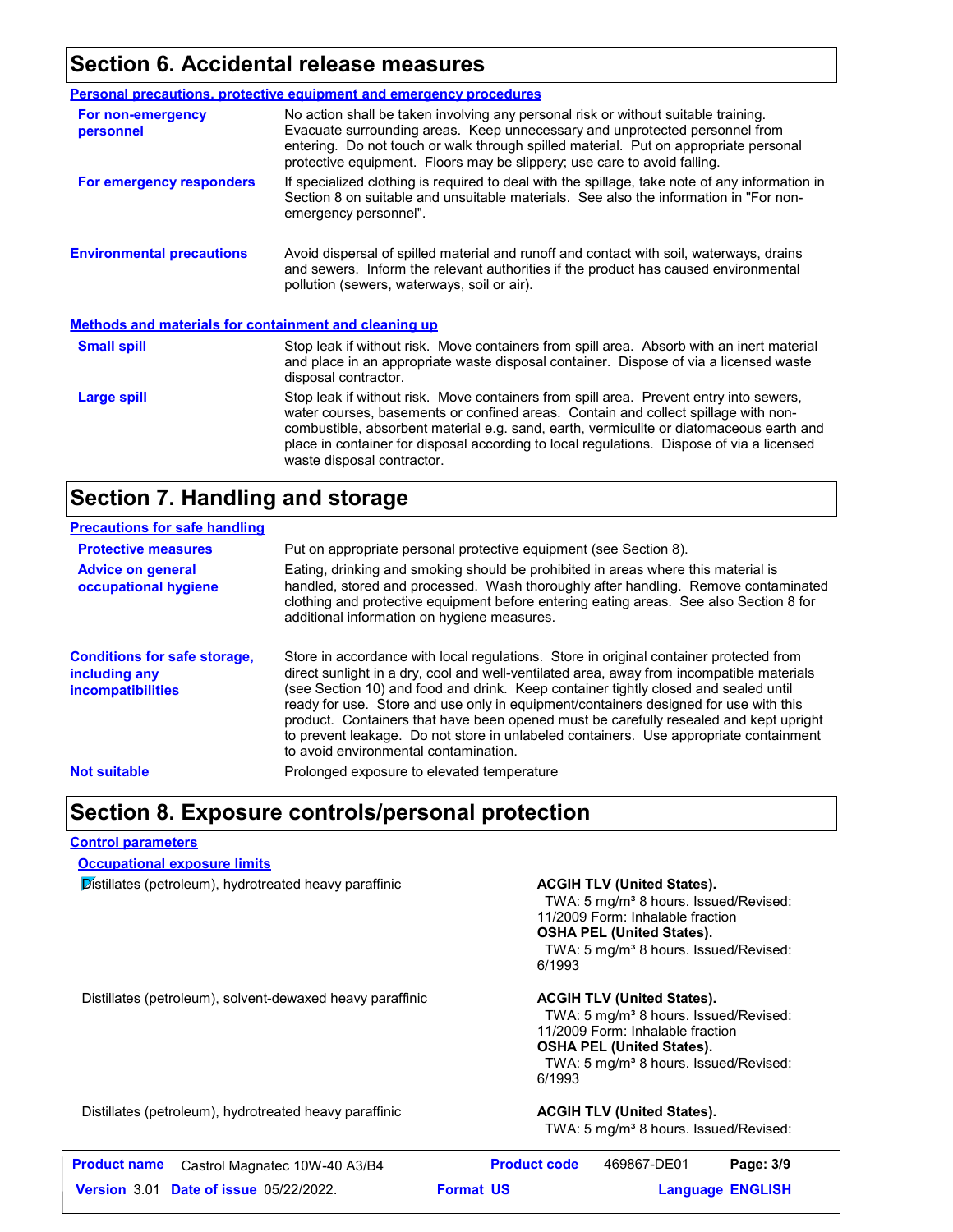## Section 6. Accidental release measures

### Personal precautions, protective equipment and emergency procedures

**For non-emergency personnel**

No action shall be taken involving any personal risk or without suitable training. Evacuate surrounding areas. Keep unnecessary and unprotected personnel from entering. Do not touch or walk through spilled material. Put on appropriate personal protective equipment. Floors may be slippery; use care to avoid falling.

**For emergency responders**

If specialized clothing is required to deal with the spillage, take note of any information in Section 8 on suitable and unsuitable materials. See also the information in "For non-emergency personnel".

**Environmental precautions**

Avoid dispersal of spilled material and runoff and contact with soil, waterways, drains and sewers. Inform the relevant authorities if the product has caused environmental pollution (sewers, waterways, soil or air).

### Methods and materials for containment and cleaning up

**Small spill**

Stop leak if without risk. Move containers from spill area. Absorb with an inert material and place in an appropriate waste disposal container. Dispose of via a licensed waste disposal contractor.

**Large spill**

Stop leak if without risk. Move containers from spill area. Prevent entry into sewers, water courses, basements or confined areas. Contain and collect spillage with non-combustible, absorbent material e.g. sand, earth, vermiculite or diatomaceous earth and place in container for disposal according to local regulations. Dispose of via a licensed waste disposal contractor.

## Section 7. Handling and storage

### Precautions for safe handling

**Protective measures**

Put on appropriate personal protective equipment (see Section 8).

**Advice on general occupational hygiene**

Eating, drinking and smoking should be prohibited in areas where this material is handled, stored and processed. Wash thoroughly after handling. Remove contaminated clothing and protective equipment before entering eating areas. See also Section 8 for additional information on hygiene measures.

**Conditions for safe storage, including any incompatibilities**

Store in accordance with local regulations. Store in original container protected from direct sunlight in a dry, cool and well-ventilated area, away from incompatible materials (see Section 10) and food and drink. Keep container tightly closed and sealed until ready for use. Store and use only in equipment/containers designed for use with this product. Containers that have been opened must be carefully resealed and kept upright to prevent leakage. Do not store in unlabeled containers. Use appropriate containment to avoid environmental contamination.

**Not suitable**

Prolonged exposure to elevated temperature

## Section 8. Exposure controls/personal protection

### Control parameters

#### Occupational exposure limits

| Ingredient | Exposure limits |
|---|---|
| Distillates (petroleum), hydrotreated heavy paraffinic | **ACGIH TLV (United States).** TWA: 5 mg/m³ 8 hours. Issued/Revised: 11/2009 Form: Inhalable fraction **OSHA PEL (United States).** TWA: 5 mg/m³ 8 hours. Issued/Revised: 6/1993 |
| Distillates (petroleum), solvent-dewaxed heavy paraffinic | **ACGIH TLV (United States).** TWA: 5 mg/m³ 8 hours. Issued/Revised: 11/2009 Form: Inhalable fraction **OSHA PEL (United States).** TWA: 5 mg/m³ 8 hours. Issued/Revised: 6/1993 |
| Distillates (petroleum), hydrotreated heavy paraffinic | **ACGIH TLV (United States).** TWA: 5 mg/m³ 8 hours. Issued/Revised: |

| Product name | Castrol Magnatec 10W-40 A3/B4 | Product code | 469867-DE01 |
|---|---|---|---|
| Version 3.01 | Date of issue 05/22/2022. | Format US | Language ENGLISH |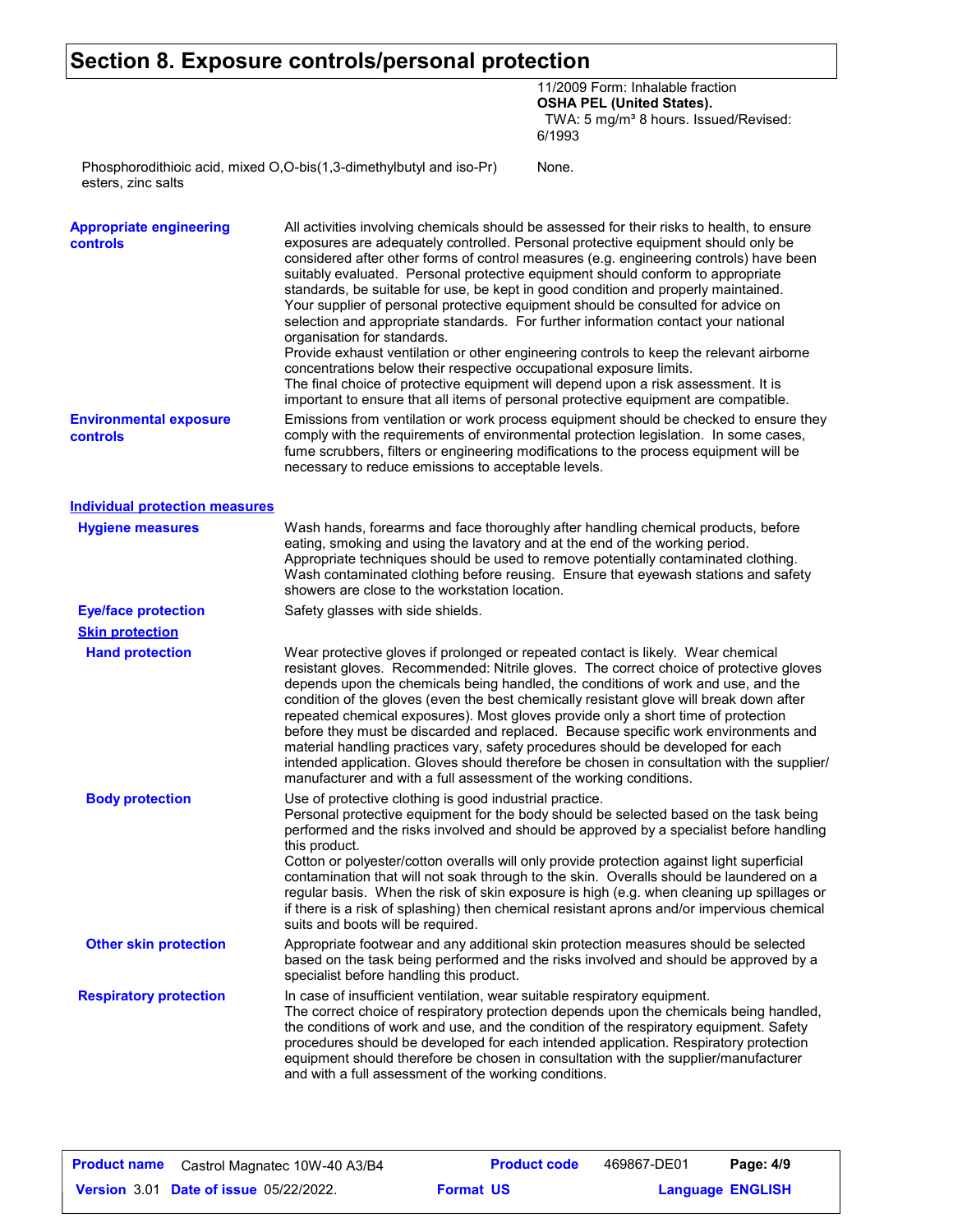## Section 8. Exposure controls/personal protection

| | |
|---|---|
| | 11/2009 Form: Inhalable fraction<br>**OSHA PEL (United States).**<br>TWA: 5 mg/m³ 8 hours. Issued/Revised: 6/1993 |
| Phosphorodithioic acid, mixed O,O-bis(1,3-dimethylbutyl and iso-Pr) esters, zinc salts | None. |

**Appropriate engineering controls**

All activities involving chemicals should be assessed for their risks to health, to ensure exposures are adequately controlled. Personal protective equipment should only be considered after other forms of control measures (e.g. engineering controls) have been suitably evaluated. Personal protective equipment should conform to appropriate standards, be suitable for use, be kept in good condition and properly maintained. Your supplier of personal protective equipment should be consulted for advice on selection and appropriate standards. For further information contact your national organisation for standards.
Provide exhaust ventilation or other engineering controls to keep the relevant airborne concentrations below their respective occupational exposure limits.
The final choice of protective equipment will depend upon a risk assessment. It is important to ensure that all items of personal protective equipment are compatible.

**Environmental exposure controls**

Emissions from ventilation or work process equipment should be checked to ensure they comply with the requirements of environmental protection legislation. In some cases, fume scrubbers, filters or engineering modifications to the process equipment will be necessary to reduce emissions to acceptable levels.

### Individual protection measures

**Hygiene measures**

Wash hands, forearms and face thoroughly after handling chemical products, before eating, smoking and using the lavatory and at the end of the working period. Appropriate techniques should be used to remove potentially contaminated clothing. Wash contaminated clothing before reusing. Ensure that eyewash stations and safety showers are close to the workstation location.

**Eye/face protection**

Safety glasses with side shields.

**Skin protection**

**Hand protection**

Wear protective gloves if prolonged or repeated contact is likely. Wear chemical resistant gloves. Recommended: Nitrile gloves. The correct choice of protective gloves depends upon the chemicals being handled, the conditions of work and use, and the condition of the gloves (even the best chemically resistant glove will break down after repeated chemical exposures). Most gloves provide only a short time of protection before they must be discarded and replaced. Because specific work environments and material handling practices vary, safety procedures should be developed for each intended application. Gloves should therefore be chosen in consultation with the supplier/ manufacturer and with a full assessment of the working conditions.

**Body protection**

Use of protective clothing is good industrial practice.
Personal protective equipment for the body should be selected based on the task being performed and the risks involved and should be approved by a specialist before handling this product.
Cotton or polyester/cotton overalls will only provide protection against light superficial contamination that will not soak through to the skin. Overalls should be laundered on a regular basis. When the risk of skin exposure is high (e.g. when cleaning up spillages or if there is a risk of splashing) then chemical resistant aprons and/or impervious chemical suits and boots will be required.

**Other skin protection**

Appropriate footwear and any additional skin protection measures should be selected based on the task being performed and the risks involved and should be approved by a specialist before handling this product.

**Respiratory protection**

In case of insufficient ventilation, wear suitable respiratory equipment.
The correct choice of respiratory protection depends upon the chemicals being handled, the conditions of work and use, and the condition of the respiratory equipment. Safety procedures should be developed for each intended application. Respiratory protection equipment should therefore be chosen in consultation with the supplier/manufacturer and with a full assessment of the working conditions.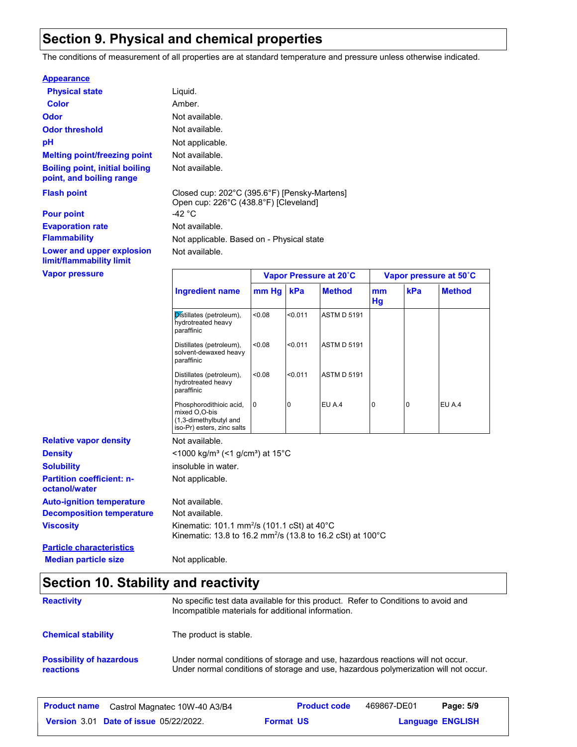## Section 9. Physical and chemical properties

The conditions of measurement of all properties are at standard temperature and pressure unless otherwise indicated.

**Appearance**

| | |
|---|---|
| **Physical state** | Liquid. |
| **Color** | Amber. |
| **Odor** | Not available. |
| **Odor threshold** | Not available. |
| **pH** | Not applicable. |
| **Melting point/freezing point** | Not available. |
| **Boiling point, initial boiling point, and boiling range** | Not available. |
| **Flash point** | Closed cup: 202°C (395.6°F) [Pensky-Martens]<br>Open cup: 226°C (438.8°F) [Cleveland] |
| **Pour point** | -42 °C |
| **Evaporation rate** | Not available. |
| **Flammability** | Not applicable. Based on - Physical state |
| **Lower and upper explosion limit/flammability limit** | Not available. |

**Vapor pressure**

| Ingredient name | Vapor Pressure at 20˚C | | | Vapor pressure at 50˚C | | |
|---|---|---|---|---|---|---|
| | mm Hg | kPa | Method | mm Hg | kPa | Method |
| Distillates (petroleum), hydrotreated heavy paraffinic | <0.08 | <0.011 | ASTM D 5191 | | | |
| Distillates (petroleum), solvent-dewaxed heavy paraffinic | <0.08 | <0.011 | ASTM D 5191 | | | |
| Distillates (petroleum), hydrotreated heavy paraffinic | <0.08 | <0.011 | ASTM D 5191 | | | |
| Phosphorodithioic acid, mixed O,O-bis (1,3-dimethylbutyl and iso-Pr) esters, zinc salts | 0 | 0 | EU A.4 | 0 | 0 | EU A.4 |

| | |
|---|---|
| **Relative vapor density** | Not available. |
| **Density** | <1000 kg/m³ (<1 g/cm³) at 15°C |
| **Solubility** | insoluble in water. |
| **Partition coefficient: n-octanol/water** | Not applicable. |
| **Auto-ignition temperature** | Not available. |
| **Decomposition temperature** | Not available. |
| **Viscosity** | Kinematic: 101.1 $mm^2/s$ (101.1 cSt) at 40°C<br>Kinematic: 13.8 to 16.2 $mm^2/s$ (13.8 to 16.2 cSt) at 100°C |

**Particle characteristics**

| | |
|---|---|
| **Median particle size** | Not applicable. |

## Section 10. Stability and reactivity

| | |
|---|---|
| **Reactivity** | No specific test data available for this product. Refer to Conditions to avoid and Incompatible materials for additional information. |
| **Chemical stability** | The product is stable. |
| **Possibility of hazardous reactions** | Under normal conditions of storage and use, hazardous reactions will not occur.<br>Under normal conditions of storage and use, hazardous polymerization will not occur. |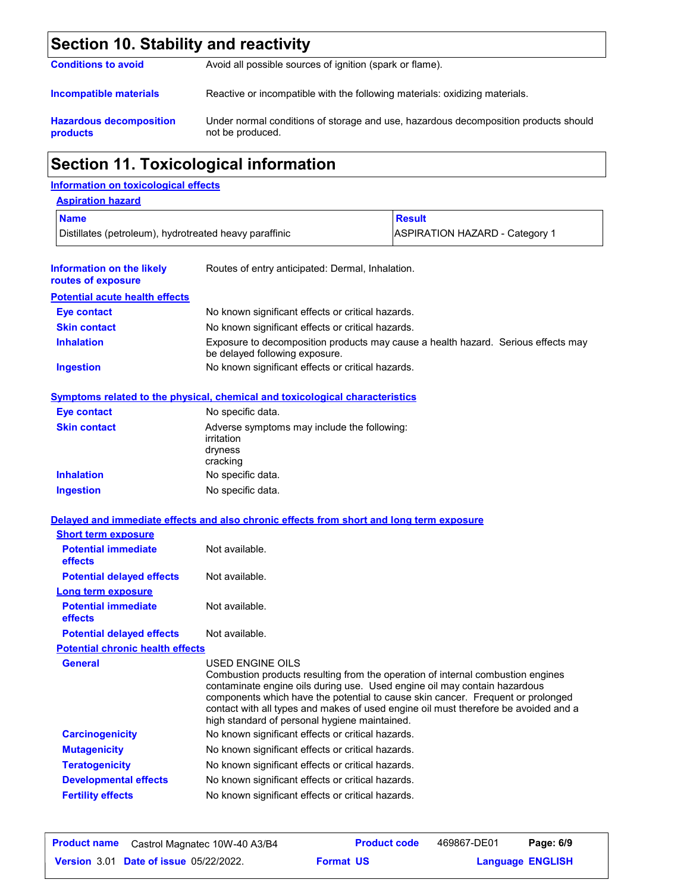## Section 10. Stability and reactivity

**Conditions to avoid** Avoid all possible sources of ignition (spark or flame).

**Incompatible materials** Reactive or incompatible with the following materials: oxidizing materials.

**Hazardous decomposition products** Under normal conditions of storage and use, hazardous decomposition products should not be produced.

## Section 11. Toxicological information

### Information on toxicological effects

#### Aspiration hazard

| Name | Result |
|---|---|
| Distillates (petroleum), hydrotreated heavy paraffinic | ASPIRATION HAZARD - Category 1 |

**Information on the likely routes of exposure** Routes of entry anticipated: Dermal, Inhalation.

#### Potential acute health effects

**Eye contact** No known significant effects or critical hazards.

**Skin contact** No known significant effects or critical hazards.

**Inhalation** Exposure to decomposition products may cause a health hazard. Serious effects may be delayed following exposure.

**Ingestion** No known significant effects or critical hazards.

#### Symptoms related to the physical, chemical and toxicological characteristics

**Eye contact** No specific data.

**Skin contact** Adverse symptoms may include the following:
irritation
dryness
cracking

**Inhalation** No specific data.

**Ingestion** No specific data.

#### Delayed and immediate effects and also chronic effects from short and long term exposure

**Short term exposure**

**Potential immediate effects** Not available.

**Potential delayed effects** Not available.

**Long term exposure**

**Potential immediate effects** Not available.

**Potential delayed effects** Not available.

**Potential chronic health effects**

**General** USED ENGINE OILS
Combustion products resulting from the operation of internal combustion engines contaminate engine oils during use. Used engine oil may contain hazardous components which have the potential to cause skin cancer. Frequent or prolonged contact with all types and makes of used engine oil must therefore be avoided and a high standard of personal hygiene maintained.

**Carcinogenicity** No known significant effects or critical hazards.

**Mutagenicity** No known significant effects or critical hazards.

**Teratogenicity** No known significant effects or critical hazards.

**Developmental effects** No known significant effects or critical hazards.

**Fertility effects** No known significant effects or critical hazards.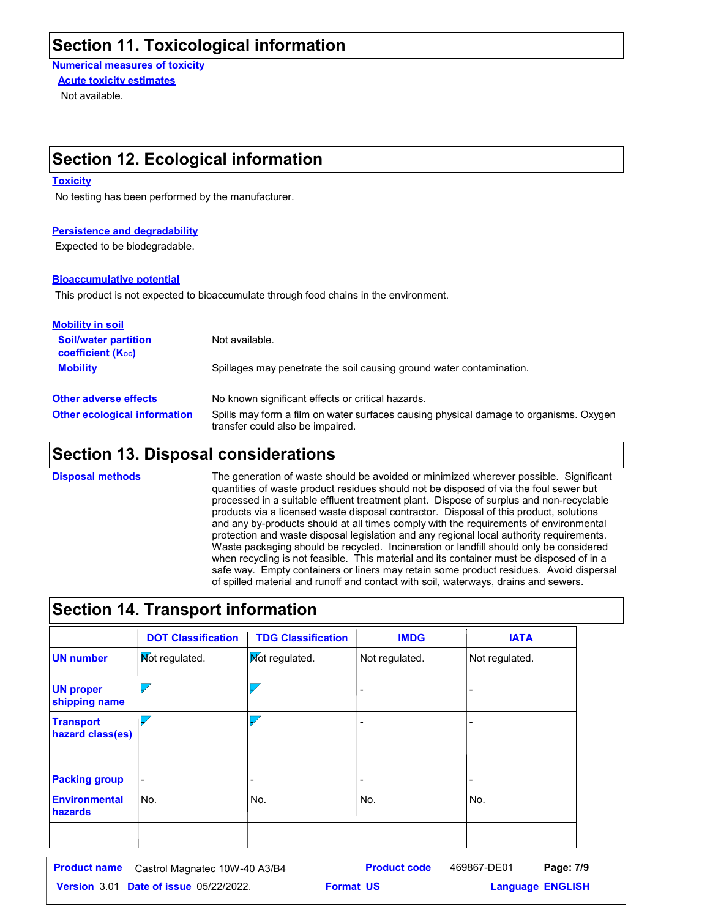## Section 11. Toxicological information

**Numerical measures of toxicity**

**Acute toxicity estimates**

Not available.

## Section 12. Ecological information

**Toxicity**

No testing has been performed by the manufacturer.

**Persistence and degradability**

Expected to be biodegradable.

**Bioaccumulative potential**

This product is not expected to bioaccumulate through food chains in the environment.

**Mobility in soil**

**Soil/water partition coefficient ($K_{oc}$)**: Not available.

**Mobility**: Spillages may penetrate the soil causing ground water contamination.

**Other adverse effects**: No known significant effects or critical hazards.

**Other ecological information**: Spills may form a film on water surfaces causing physical damage to organisms. Oxygen transfer could also be impaired.

## Section 13. Disposal considerations

**Disposal methods**: The generation of waste should be avoided or minimized wherever possible. Significant quantities of waste product residues should not be disposed of via the foul sewer but processed in a suitable effluent treatment plant. Dispose of surplus and non-recyclable products via a licensed waste disposal contractor. Disposal of this product, solutions and any by-products should at all times comply with the requirements of environmental protection and waste disposal legislation and any regional local authority requirements. Waste packaging should be recycled. Incineration or landfill should only be considered when recycling is not feasible. This material and its container must be disposed of in a safe way. Empty containers or liners may retain some product residues. Avoid dispersal of spilled material and runoff and contact with soil, waterways, drains and sewers.

## Section 14. Transport information

| | DOT Classification | TDG Classification | IMDG | IATA |
|---|---|---|---|---|
| UN number | Not regulated. | Not regulated. | Not regulated. | Not regulated. |
| UN proper shipping name | | | - | - |
| Transport hazard class(es) | | | - | - |
| Packing group | - | - | - | - |
| Environmental hazards | No. | No. | No. | No. |
| | | | | |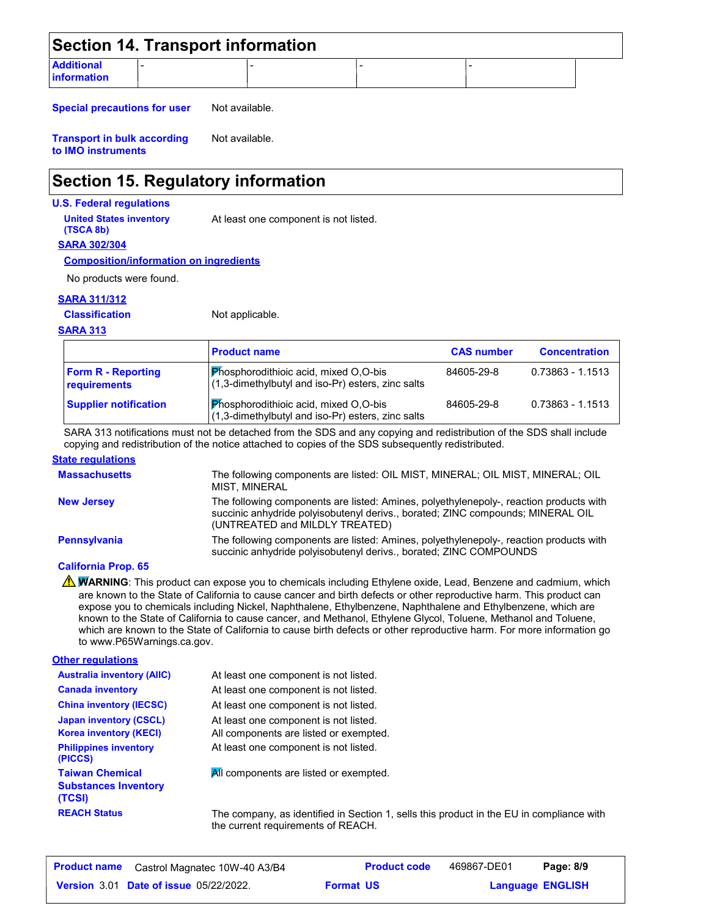## Section 14. Transport information

| Additional information | - | - | - | - |
|---|---|---|---|---|

**Special precautions for user** Not available.

**Transport in bulk according to IMO instruments** Not available.

## Section 15. Regulatory information

### U.S. Federal regulations

**United States inventory (TSCA 8b)** At least one component is not listed.

**SARA 302/304**

**Composition/information on ingredients**

No products were found.

**SARA 311/312**

**Classification** Not applicable.

**SARA 313**

| | Product name | CAS number | Concentration |
|---|---|---|---|
| Form R - Reporting requirements | Phosphorodithioic acid, mixed O,O-bis (1,3-dimethylbutyl and iso-Pr) esters, zinc salts | 84605-29-8 | 0.73863 - 1.1513 |
| Supplier notification | Phosphorodithioic acid, mixed O,O-bis (1,3-dimethylbutyl and iso-Pr) esters, zinc salts | 84605-29-8 | 0.73863 - 1.1513 |

SARA 313 notifications must not be detached from the SDS and any copying and redistribution of the SDS shall include copying and redistribution of the notice attached to copies of the SDS subsequently redistributed.

### State regulations

**Massachusetts** The following components are listed: OIL MIST, MINERAL; OIL MIST, MINERAL; OIL MIST, MINERAL

**New Jersey** The following components are listed: Amines, polyethylenepoly-, reaction products with succinic anhydride polyisobutenyl derivs., borated; ZINC compounds; MINERAL OIL (UNTREATED and MILDLY TREATED)

**Pennsylvania** The following components are listed: Amines, polyethylenepoly-, reaction products with succinic anhydride polyisobutenyl derivs., borated; ZINC COMPOUNDS

**California Prop. 65**

⚠ **WARNING**: This product can expose you to chemicals including Ethylene oxide, Lead, Benzene and cadmium, which are known to the State of California to cause cancer and birth defects or other reproductive harm. This product can expose you to chemicals including Nickel, Naphthalene, Ethylbenzene, Naphthalene and Ethylbenzene, which are known to the State of California to cause cancer, and Methanol, Ethylene Glycol, Toluene, Methanol and Toluene, which are known to the State of California to cause birth defects or other reproductive harm. For more information go to www.P65Warnings.ca.gov.

### Other regulations

**Australia inventory (AIIC)** At least one component is not listed.

**Canada inventory** At least one component is not listed.

**China inventory (IECSC)** At least one component is not listed.

**Japan inventory (CSCL)** At least one component is not listed.

**Korea inventory (KECI)** All components are listed or exempted.

**Philippines inventory (PICCS)** At least one component is not listed.

**Taiwan Chemical Substances Inventory (TCSI)** All components are listed or exempted.

**REACH Status** The company, as identified in Section 1, sells this product in the EU in compliance with the current requirements of REACH.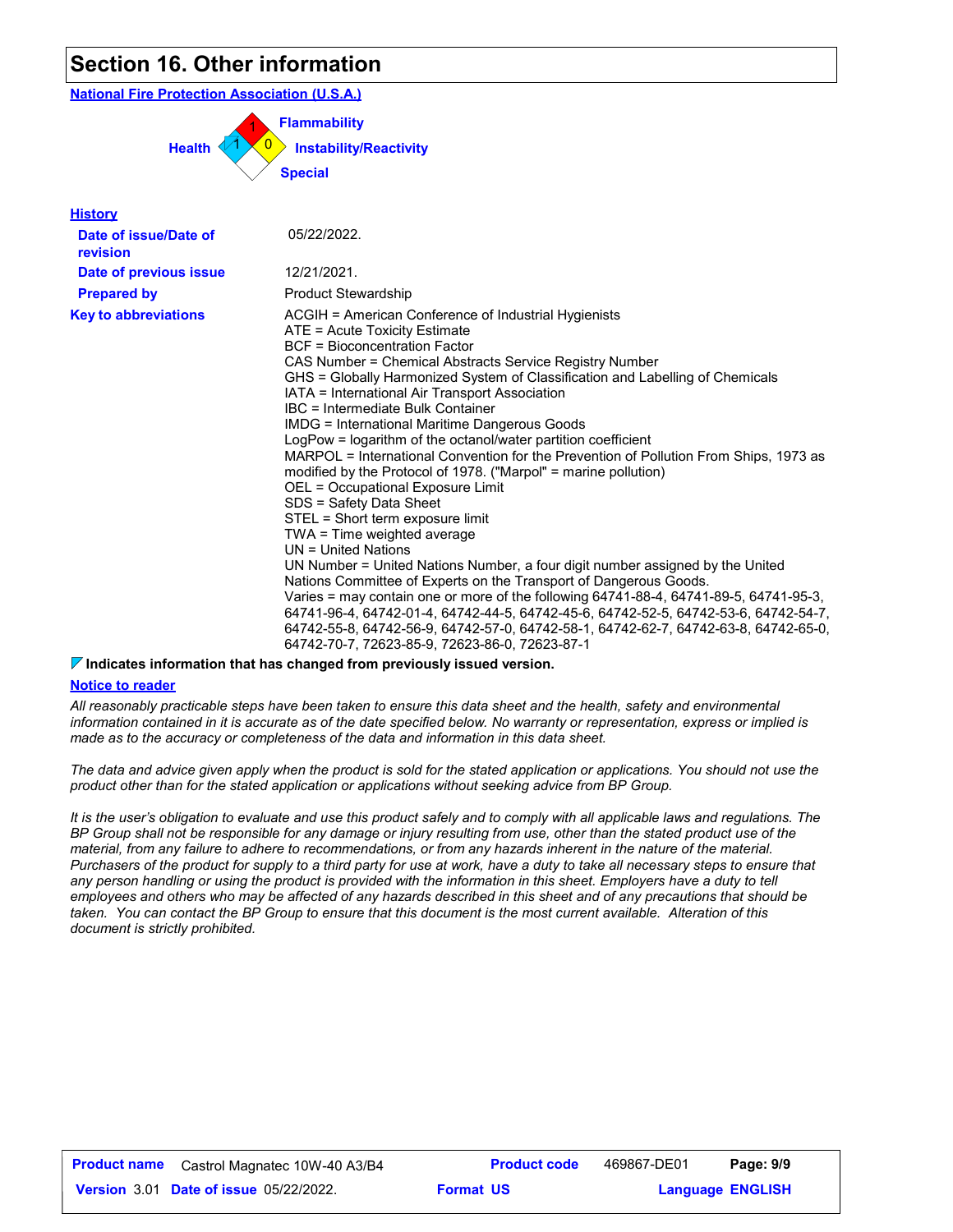# Section 16. Other information

**National Fire Protection Association (U.S.A.)**

Flammability: 1
Health: 1
Instability/Reactivity: 0
Special

**History**

| | |
|---|---|
| **Date of issue/Date of revision** | 05/22/2022. |
| **Date of previous issue** | 12/21/2021. |
| **Prepared by** | Product Stewardship |

**Key to abbreviations**

ACGIH = American Conference of Industrial Hygienists
ATE = Acute Toxicity Estimate
BCF = Bioconcentration Factor
CAS Number = Chemical Abstracts Service Registry Number
GHS = Globally Harmonized System of Classification and Labelling of Chemicals
IATA = International Air Transport Association
IBC = Intermediate Bulk Container
IMDG = International Maritime Dangerous Goods
LogPow = logarithm of the octanol/water partition coefficient
MARPOL = International Convention for the Prevention of Pollution From Ships, 1973 as modified by the Protocol of 1978. ("Marpol" = marine pollution)
OEL = Occupational Exposure Limit
SDS = Safety Data Sheet
STEL = Short term exposure limit
TWA = Time weighted average
UN = United Nations
UN Number = United Nations Number, a four digit number assigned by the United Nations Committee of Experts on the Transport of Dangerous Goods.
Varies = may contain one or more of the following 64741-88-4, 64741-89-5, 64741-95-3, 64741-96-4, 64742-01-4, 64742-44-5, 64742-45-6, 64742-52-5, 64742-53-6, 64742-54-7, 64742-55-8, 64742-56-9, 64742-57-0, 64742-58-1, 64742-62-7, 64742-63-8, 64742-65-0, 64742-70-7, 72623-85-9, 72623-86-0, 72623-87-1

**Indicates information that has changed from previously issued version.**

**Notice to reader**

*All reasonably practicable steps have been taken to ensure this data sheet and the health, safety and environmental information contained in it is accurate as of the date specified below. No warranty or representation, express or implied is made as to the accuracy or completeness of the data and information in this data sheet.*

*The data and advice given apply when the product is sold for the stated application or applications. You should not use the product other than for the stated application or applications without seeking advice from BP Group.*

*It is the user's obligation to evaluate and use this product safely and to comply with all applicable laws and regulations. The BP Group shall not be responsible for any damage or injury resulting from use, other than the stated product use of the material, from any failure to adhere to recommendations, or from any hazards inherent in the nature of the material. Purchasers of the product for supply to a third party for use at work, have a duty to take all necessary steps to ensure that any person handling or using the product is provided with the information in this sheet. Employers have a duty to tell employees and others who may be affected of any hazards described in this sheet and of any precautions that should be taken. You can contact the BP Group to ensure that this document is the most current available. Alteration of this document is strictly prohibited.*

| | | | | | |
|---|---|---|---|---|---|
| **Product name** | Castrol Magnatec 10W-40 A3/B4 | **Product code** | 469867-DE01 | | |
| **Version** 3.01 | **Date of issue** 05/22/2022. | **Format** US | | **Language** ENGLISH | |